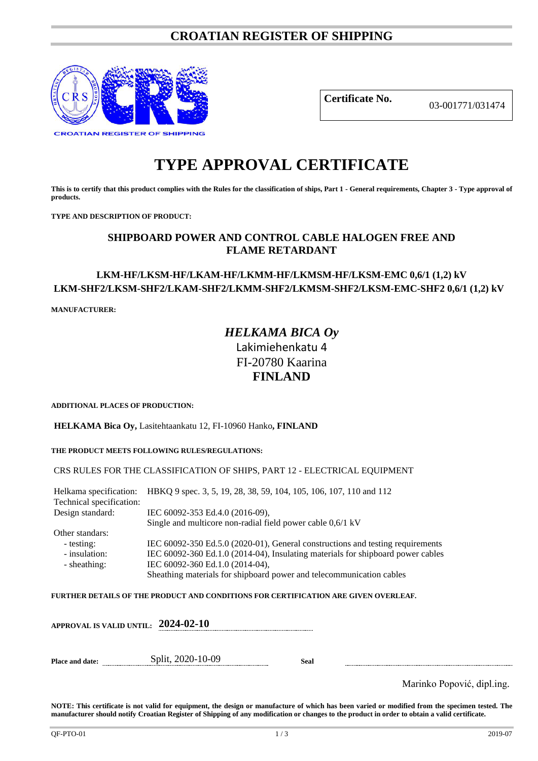# CROATIAN REGISTER OF SHIPPING

CROATIAN REGISTER OF SHIPPING

| **Certificate No.** | 03-001771/031474 |
|---|---|

# TYPE APPROVAL CERTIFICATE

**This is to certify that this product complies with the Rules for the classification of ships, Part 1 - General requirements, Chapter 3 - Type approval of products.**

**TYPE AND DESCRIPTION OF PRODUCT:**

## SHIPBOARD POWER AND CONTROL CABLE HALOGEN FREE AND FLAME RETARDANT

### LKM-HF/LKSM-HF/LKAM-HF/LKMM-HF/LKMSM-HF/LKSM-EMC 0,6/1 (1,2) kV
### LKM-SHF2/LKSM-SHF2/LKAM-SHF2/LKMM-SHF2/LKMSM-SHF2/LKSM-EMC-SHF2 0,6/1 (1,2) kV

**MANUFACTURER:**

***HELKAMA BICA Oy***
Lakimiehenkatu 4
FI-20780 Kaarina
**FINLAND**

**ADDITIONAL PLACES OF PRODUCTION:**

**HELKAMA Bica Oy,** Lasitehtaankatu 12, FI-10960 Hanko**, FINLAND**

**THE PRODUCT MEETS FOLLOWING RULES/REGULATIONS:**

CRS RULES FOR THE CLASSIFICATION OF SHIPS, PART 12 - ELECTRICAL EQUIPMENT

| | |
|---|---|
| Helkama specification: | HBKQ 9 spec. 3, 5, 19, 28, 38, 59, 104, 105, 106, 107, 110 and 112 |
| Technical specification: | |
| Design standard: | IEC 60092-353 Ed.4.0 (2016-09), Single and multicore non-radial field power cable 0,6/1 kV |
| Other standars: | |
| - testing: | IEC 60092-350 Ed.5.0 (2020-01), General constructions and testing requirements |
| - insulation: | IEC 60092-360 Ed.1.0 (2014-04), Insulating materials for shipboard power cables |
| - sheathing: | IEC 60092-360 Ed.1.0 (2014-04), Sheathing materials for shipboard power and telecommunication cables |

**FURTHER DETAILS OF THE PRODUCT AND CONDITIONS FOR CERTIFICATION ARE GIVEN OVERLEAF.**

**APPROVAL IS VALID UNTIL: 2024-02-10**

**Place and date:** Split, 2020-10-09 **Seal**

Marinko Popović, dipl.ing.

**NOTE: This certificate is not valid for equipment, the design or manufacture of which has been varied or modified from the specimen tested. The manufacturer should notify Croatian Register of Shipping of any modification or changes to the product in order to obtain a valid certificate.**

QF-PTO-01 2019-07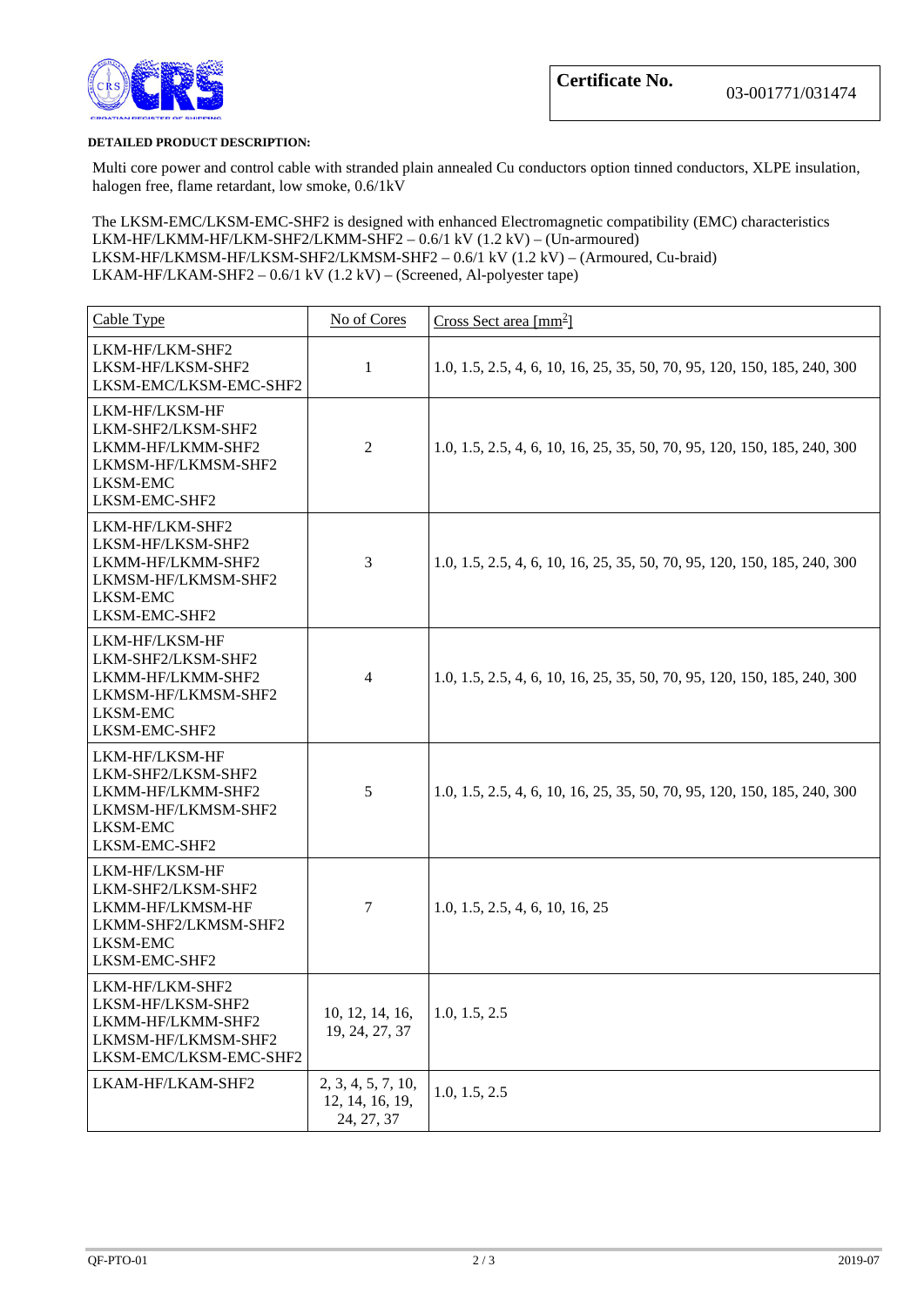**Certificate No.** 03-001771/031474

**DETAILED PRODUCT DESCRIPTION:**

Multi core power and control cable with stranded plain annealed Cu conductors option tinned conductors, XLPE insulation, halogen free, flame retardant, low smoke, 0.6/1kV

The LKSM-EMC/LKSM-EMC-SHF2 is designed with enhanced Electromagnetic compatibility (EMC) characteristics
LKM-HF/LKMM-HF/LKM-SHF2/LKMM-SHF2 – 0.6/1 kV (1.2 kV) – (Un-armoured)
LKSM-HF/LKMSM-HF/LKSM-SHF2/LKMSM-SHF2 – 0.6/1 kV (1.2 kV) – (Armoured, Cu-braid)
LKAM-HF/LKAM-SHF2 – 0.6/1 kV (1.2 kV) – (Screened, Al-polyester tape)

| Cable Type | No of Cores | Cross Sect area [mm$^2$] |
|---|---|---|
| LKM-HF/LKM-SHF2<br>LKSM-HF/LKSM-SHF2<br>LKSM-EMC/LKSM-EMC-SHF2 | 1 | 1.0, 1.5, 2.5, 4, 6, 10, 16, 25, 35, 50, 70, 95, 120, 150, 185, 240, 300 |
| LKM-HF/LKSM-HF<br>LKM-SHF2/LKSM-SHF2<br>LKMM-HF/LKMM-SHF2<br>LKMSM-HF/LKMSM-SHF2<br>LKSM-EMC<br>LKSM-EMC-SHF2 | 2 | 1.0, 1.5, 2.5, 4, 6, 10, 16, 25, 35, 50, 70, 95, 120, 150, 185, 240, 300 |
| LKM-HF/LKM-SHF2<br>LKSM-HF/LKSM-SHF2<br>LKMM-HF/LKMM-SHF2<br>LKMSM-HF/LKMSM-SHF2<br>LKSM-EMC<br>LKSM-EMC-SHF2 | 3 | 1.0, 1.5, 2.5, 4, 6, 10, 16, 25, 35, 50, 70, 95, 120, 150, 185, 240, 300 |
| LKM-HF/LKSM-HF<br>LKM-SHF2/LKSM-SHF2<br>LKMM-HF/LKMM-SHF2<br>LKMSM-HF/LKMSM-SHF2<br>LKSM-EMC<br>LKSM-EMC-SHF2 | 4 | 1.0, 1.5, 2.5, 4, 6, 10, 16, 25, 35, 50, 70, 95, 120, 150, 185, 240, 300 |
| LKM-HF/LKSM-HF<br>LKM-SHF2/LKSM-SHF2<br>LKMM-HF/LKMM-SHF2<br>LKMSM-HF/LKMSM-SHF2<br>LKSM-EMC<br>LKSM-EMC-SHF2 | 5 | 1.0, 1.5, 2.5, 4, 6, 10, 16, 25, 35, 50, 70, 95, 120, 150, 185, 240, 300 |
| LKM-HF/LKSM-HF<br>LKM-SHF2/LKSM-SHF2<br>LKMM-HF/LKMSM-HF<br>LKMM-SHF2/LKMSM-SHF2<br>LKSM-EMC<br>LKSM-EMC-SHF2 | 7 | 1.0, 1.5, 2.5, 4, 6, 10, 16, 25 |
| LKM-HF/LKM-SHF2<br>LKSM-HF/LKSM-SHF2<br>LKMM-HF/LKMM-SHF2<br>LKMSM-HF/LKMSM-SHF2<br>LKSM-EMC/LKSM-EMC-SHF2 | 10, 12, 14, 16, 19, 24, 27, 37 | 1.0, 1.5, 2.5 |
| LKAM-HF/LKAM-SHF2 | 2, 3, 4, 5, 7, 10, 12, 14, 16, 19, 24, 27, 37 | 1.0, 1.5, 2.5 |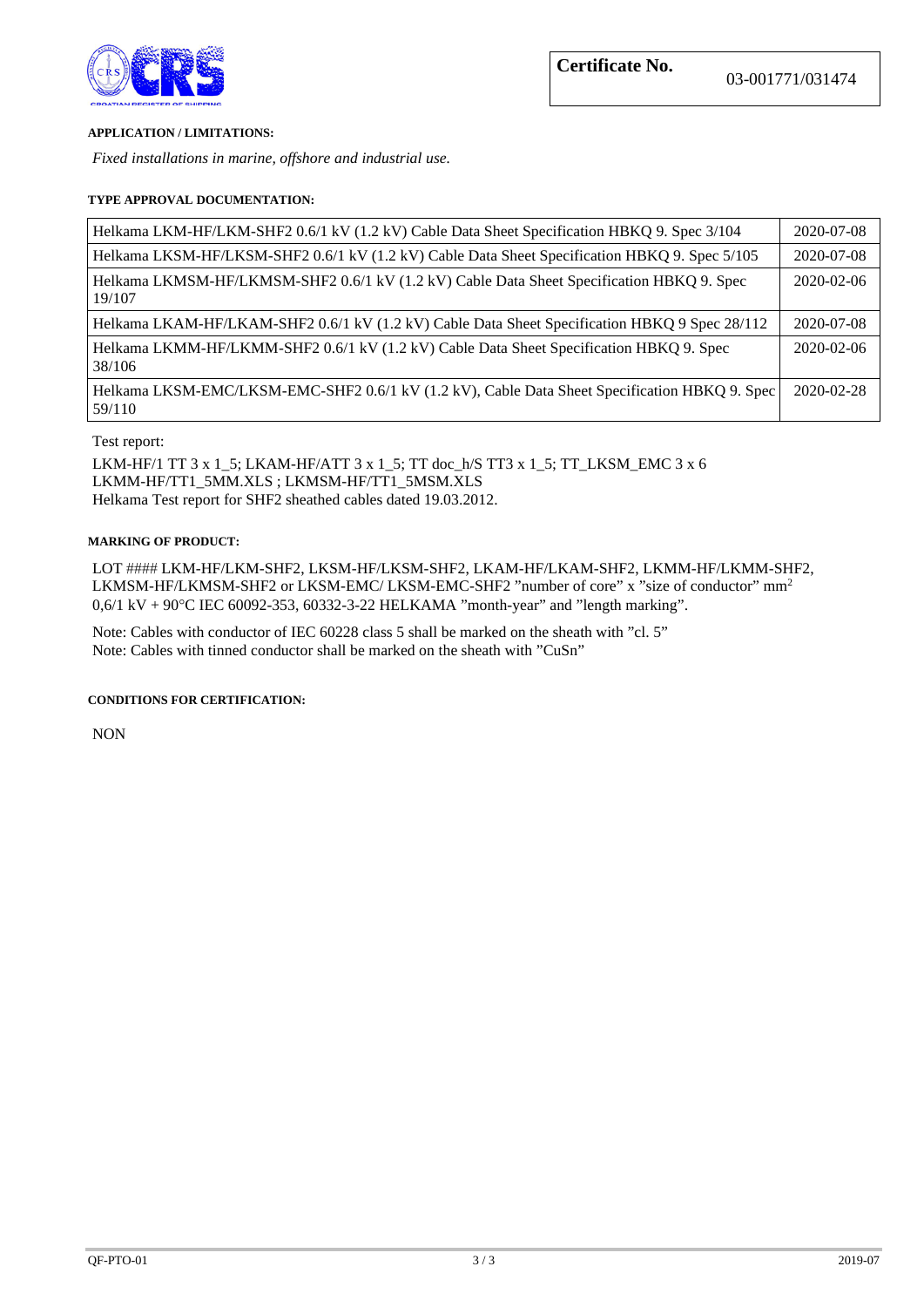**Certificate No.** 03-001771/031474

**APPLICATION / LIMITATIONS:**

*Fixed installations in marine, offshore and industrial use.*

**TYPE APPROVAL DOCUMENTATION:**

| | |
|---|---|
| Helkama LKM-HF/LKM-SHF2 0.6/1 kV (1.2 kV) Cable Data Sheet Specification HBKQ 9. Spec 3/104 | 2020-07-08 |
| Helkama LKSM-HF/LKSM-SHF2 0.6/1 kV (1.2 kV) Cable Data Sheet Specification HBKQ 9. Spec 5/105 | 2020-07-08 |
| Helkama LKMSM-HF/LKMSM-SHF2 0.6/1 kV (1.2 kV) Cable Data Sheet Specification HBKQ 9. Spec 19/107 | 2020-02-06 |
| Helkama LKAM-HF/LKAM-SHF2 0.6/1 kV (1.2 kV) Cable Data Sheet Specification HBKQ 9 Spec 28/112 | 2020-07-08 |
| Helkama LKMM-HF/LKMM-SHF2 0.6/1 kV (1.2 kV) Cable Data Sheet Specification HBKQ 9. Spec 38/106 | 2020-02-06 |
| Helkama LKSM-EMC/LKSM-EMC-SHF2 0.6/1 kV (1.2 kV), Cable Data Sheet Specification HBKQ 9. Spec 59/110 | 2020-02-28 |

Test report:

LKM-HF/1 TT 3 x 1_5; LKAM-HF/ATT 3 x 1_5; TT doc_h/S TT3 x 1_5; TT_LKSM_EMC 3 x 6
LKMM-HF/TT1_5MM.XLS ; LKMSM-HF/TT1_5MSM.XLS
Helkama Test report for SHF2 sheathed cables dated 19.03.2012.

**MARKING OF PRODUCT:**

LOT #### LKM-HF/LKM-SHF2, LKSM-HF/LKSM-SHF2, LKAM-HF/LKAM-SHF2, LKMM-HF/LKMM-SHF2, LKMSM-HF/LKMSM-SHF2 or LKSM-EMC/ LKSM-EMC-SHF2 "number of core" x "size of conductor" $mm^2$ 0,6/1 kV + 90°C IEC 60092-353, 60332-3-22 HELKAMA "month-year" and "length marking".

Note: Cables with conductor of IEC 60228 class 5 shall be marked on the sheath with "cl. 5"
Note: Cables with tinned conductor shall be marked on the sheath with "CuSn"

**CONDITIONS FOR CERTIFICATION:**

NON